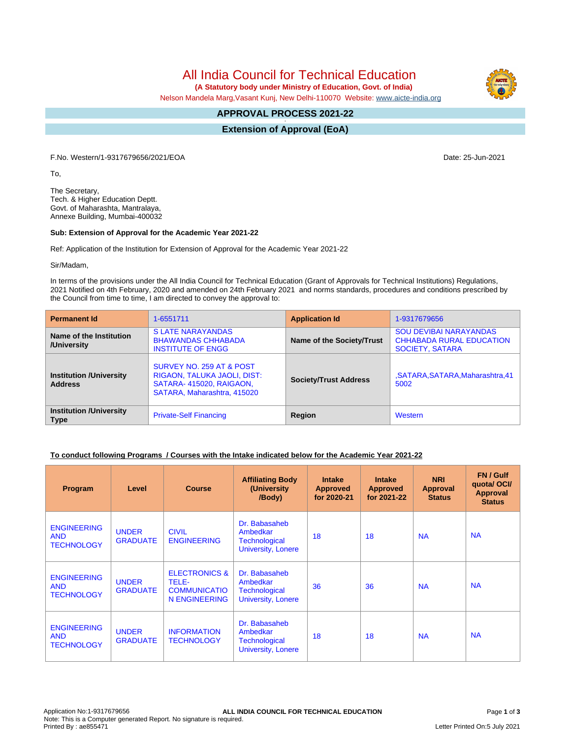# All India Council for Technical Education

**(A Statutory body under Ministry of Education, Govt. of India)**

Nelson Mandela Marg,Vasant Kunj, New Delhi-110070 Website: www.aicte-india.org

## APPROVAL PROCESS 2021-22

## Extension of Approval (EoA)

F.No. Western/1-9317679656/2021/EOA

Date: 25-Jun-2021

To,

The Secretary,
Tech. & Higher Education Deptt.
Govt. of Maharashta, Mantralaya,
Annexe Building, Mumbai-400032

**Sub: Extension of Approval for the Academic Year 2021-22**

Ref: Application of the Institution for Extension of Approval for the Academic Year 2021-22

Sir/Madam,

In terms of the provisions under the All India Council for Technical Education (Grant of Approvals for Technical Institutions) Regulations, 2021 Notified on 4th February, 2020 and amended on 24th February 2021 and norms standards, procedures and conditions prescribed by the Council from time to time, I am directed to convey the approval to:

| **Permanent Id** | 1-6551711 | **Application Id** | 1-9317679656 |
|---|---|---|---|
| **Name of the Institution /University** | S LATE NARAYANDAS BHAWANDAS CHHABADA INSTITUTE OF ENGG | **Name of the Society/Trust** | SOU DEVIBAI NARAYANDAS CHHABADA RURAL EDUCATION SOCIETY, SATARA |
| **Institution /University Address** | SURVEY NO. 259 AT & POST RIGAON, TALUKA JAOLI, DIST: SATARA- 415020, RAIGAON, SATARA, Maharashtra, 415020 | **Society/Trust Address** | ,SATARA,SATARA,Maharashtra,415002 |
| **Institution /University Type** | Private-Self Financing | **Region** | Western |

**To conduct following Programs / Courses with the Intake indicated below for the Academic Year 2021-22**

| Program | Level | Course | Affiliating Body (University /Body) | Intake Approved for 2020-21 | Intake Approved for 2021-22 | NRI Approval Status | FN / Gulf quota/ OCI/ Approval Status |
|---|---|---|---|---|---|---|---|
| ENGINEERING AND TECHNOLOGY | UNDER GRADUATE | CIVIL ENGINEERING | Dr. Babasaheb Ambedkar Technological University, Lonere | 18 | 18 | NA | NA |
| ENGINEERING AND TECHNOLOGY | UNDER GRADUATE | ELECTRONICS & TELE-COMMUNICATION ENGINEERING | Dr. Babasaheb Ambedkar Technological University, Lonere | 36 | 36 | NA | NA |
| ENGINEERING AND TECHNOLOGY | UNDER GRADUATE | INFORMATION TECHNOLOGY | Dr. Babasaheb Ambedkar Technological University, Lonere | 18 | 18 | NA | NA |

Application No:1-9317679656
Note: This is a Computer generated Report. No signature is required.
Printed By : ae855471

Letter Printed On:5 July 2021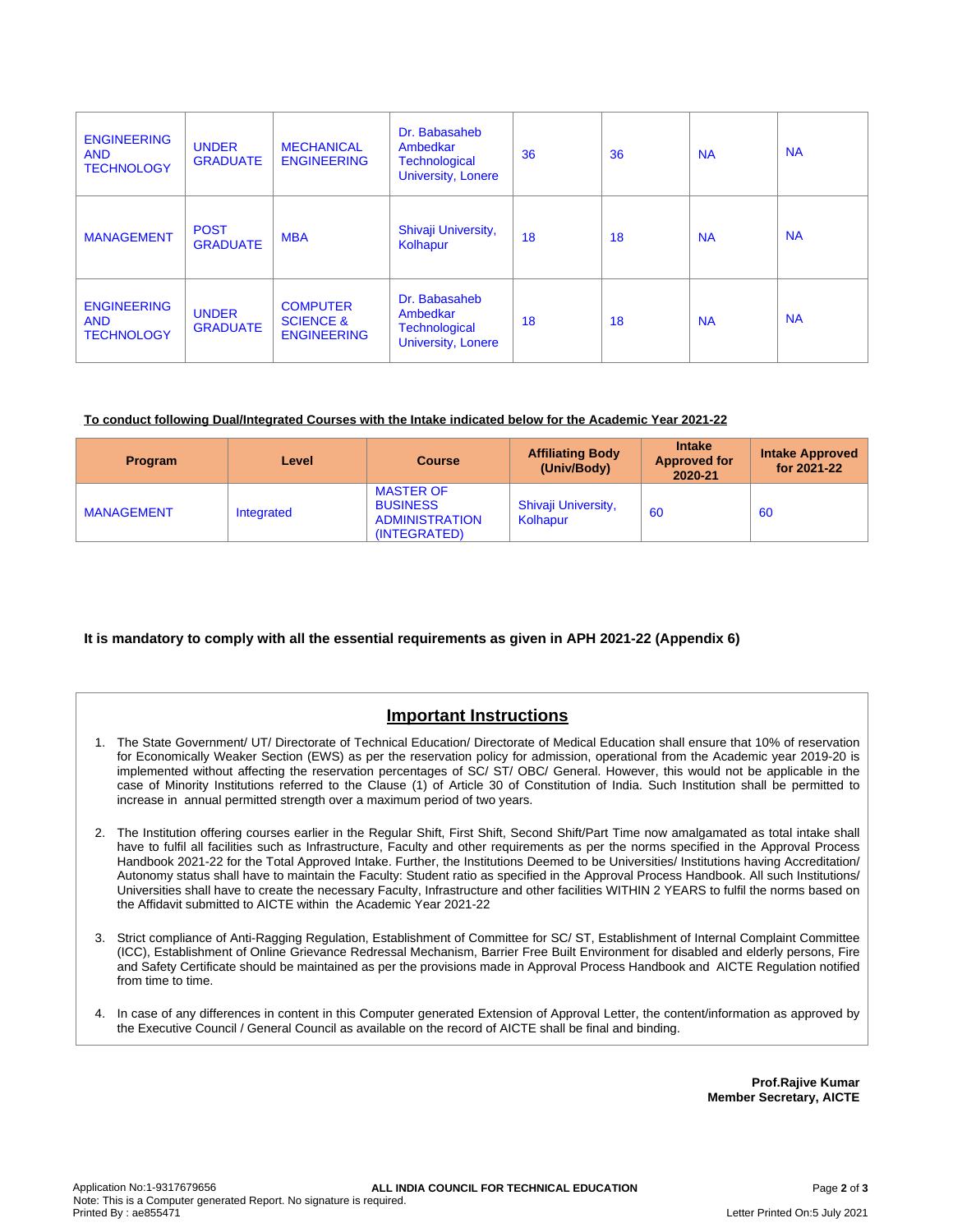| | | | | | | | |
|---|---|---|---|---|---|---|---|
| ENGINEERING AND TECHNOLOGY | UNDER GRADUATE | MECHANICAL ENGINEERING | Dr. Babasaheb Ambedkar Technological University, Lonere | 36 | 36 | NA | NA |
| MANAGEMENT | POST GRADUATE | MBA | Shivaji University, Kolhapur | 18 | 18 | NA | NA |
| ENGINEERING AND TECHNOLOGY | UNDER GRADUATE | COMPUTER SCIENCE & ENGINEERING | Dr. Babasaheb Ambedkar Technological University, Lonere | 18 | 18 | NA | NA |

**To conduct following Dual/Integrated Courses with the Intake indicated below for the Academic Year 2021-22**

| Program | Level | Course | Affiliating Body (Univ/Body) | Intake Approved for 2020-21 | Intake Approved for 2021-22 |
|---|---|---|---|---|---|
| MANAGEMENT | Integrated | MASTER OF BUSINESS ADMINISTRATION (INTEGRATED) | Shivaji University, Kolhapur | 60 | 60 |

**It is mandatory to comply with all the essential requirements as given in APH 2021-22 (Appendix 6)**

## Important Instructions

1. The State Government/ UT/ Directorate of Technical Education/ Directorate of Medical Education shall ensure that 10% of reservation for Economically Weaker Section (EWS) as per the reservation policy for admission, operational from the Academic year 2019-20 is implemented without affecting the reservation percentages of SC/ ST/ OBC/ General. However, this would not be applicable in the case of Minority Institutions referred to the Clause (1) of Article 30 of Constitution of India. Such Institution shall be permitted to increase in annual permitted strength over a maximum period of two years.
2. The Institution offering courses earlier in the Regular Shift, First Shift, Second Shift/Part Time now amalgamated as total intake shall have to fulfil all facilities such as Infrastructure, Faculty and other requirements as per the norms specified in the Approval Process Handbook 2021-22 for the Total Approved Intake. Further, the Institutions Deemed to be Universities/ Institutions having Accreditation/ Autonomy status shall have to maintain the Faculty: Student ratio as specified in the Approval Process Handbook. All such Institutions/ Universities shall have to create the necessary Faculty, Infrastructure and other facilities WITHIN 2 YEARS to fulfil the norms based on the Affidavit submitted to AICTE within the Academic Year 2021-22
3. Strict compliance of Anti-Ragging Regulation, Establishment of Committee for SC/ ST, Establishment of Internal Complaint Committee (ICC), Establishment of Online Grievance Redressal Mechanism, Barrier Free Built Environment for disabled and elderly persons, Fire and Safety Certificate should be maintained as per the provisions made in Approval Process Handbook and AICTE Regulation notified from time to time.
4. In case of any differences in content in this Computer generated Extension of Approval Letter, the content/information as approved by the Executive Council / General Council as available on the record of AICTE shall be final and binding.

**Prof.Rajive Kumar**
**Member Secretary, AICTE**

Application No:1-9317679656
Note: This is a Computer generated Report. No signature is required.
Printed By : ae855471
Letter Printed On:5 July 2021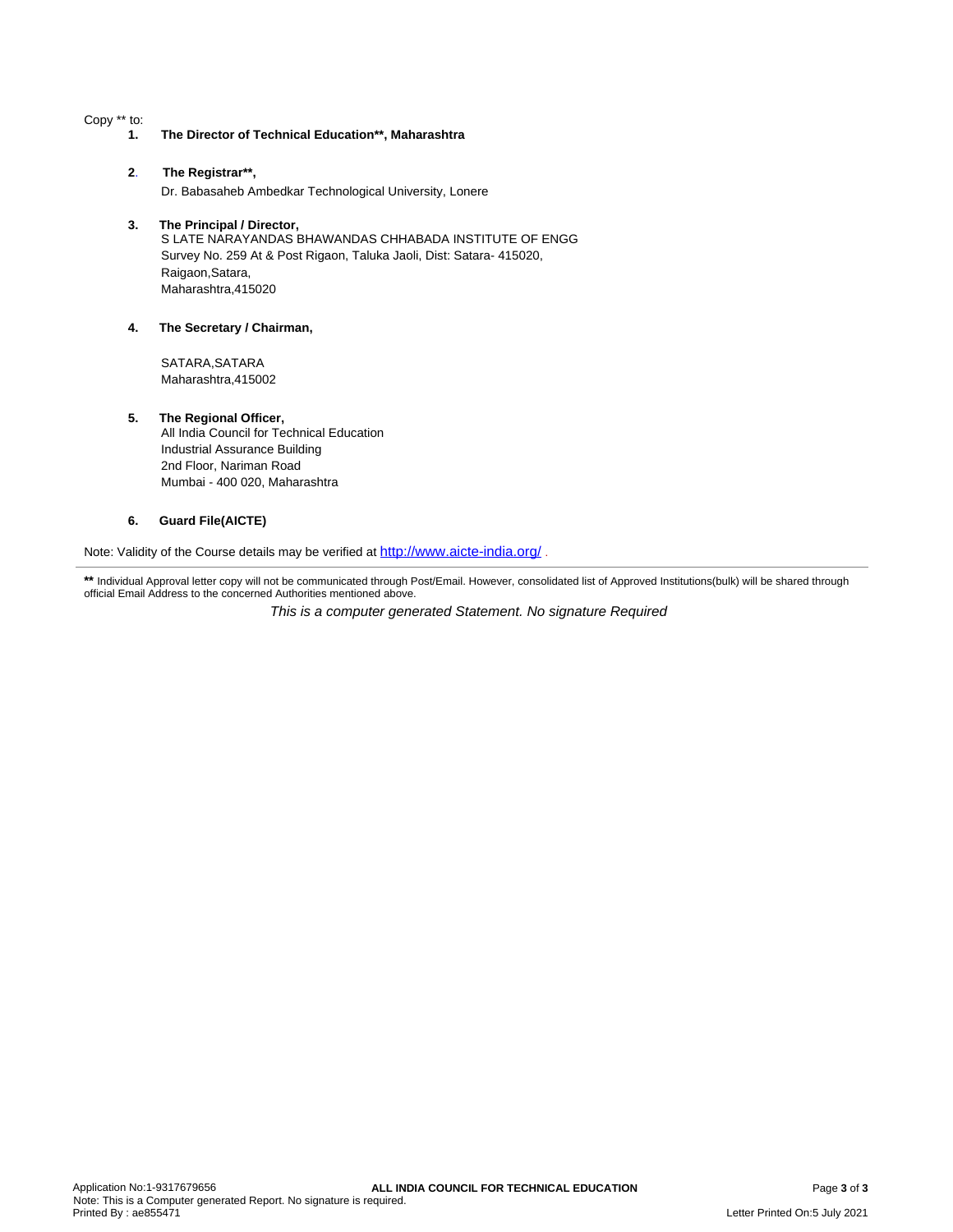Copy ** to:

1. **The Director of Technical Education**, Maharashtra**

2. **The Registrar**,**
   Dr. Babasaheb Ambedkar Technological University, Lonere

3. **The Principal / Director,**
   S LATE NARAYANDAS BHAWANDAS CHHABADA INSTITUTE OF ENGG
   Survey No. 259 At & Post Rigaon, Taluka Jaoli, Dist: Satara- 415020,
   Raigaon,Satara,
   Maharashtra,415020

4. **The Secretary / Chairman,**

   SATARA,SATARA
   Maharashtra,415002

5. **The Regional Officer,**
   All India Council for Technical Education
   Industrial Assurance Building
   2nd Floor, Nariman Road
   Mumbai - 400 020, Maharashtra

6. **Guard File(AICTE)**

Note: Validity of the Course details may be verified at http://www.aicte-india.org/ .

---

**\*\*** Individual Approval letter copy will not be communicated through Post/Email. However, consolidated list of Approved Institutions(bulk) will be shared through official Email Address to the concerned Authorities mentioned above.

*This is a computer generated Statement. No signature Required*

Application No:1-9317679656

Note: This is a Computer generated Report. No signature is required.

Printed By : ae855471

Letter Printed On:5 July 2021